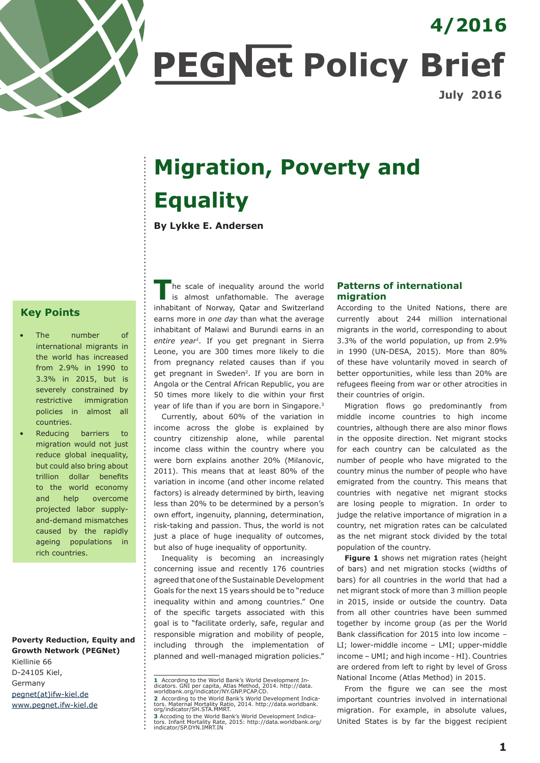4/2016

# PEGNet Policy Brief

July 2016

# Migration, Poverty and Equality

**By Lykke E. Andersen**

## Key Points

- The number of international migrants in the world has increased from 2.9% in 1990 to 3.3% in 2015, but is severely constrained by restrictive immigration policies in almost all countries.
- Reducing barriers to migration would not just reduce global inequality, but could also bring about trillion dollar benefits to the world economy and help overcome projected labor supply-and-demand mismatches caused by the rapidly ageing populations in rich countries.

**Poverty Reduction, Equity and Growth Network (PEGNet)**
Kiellinie 66
D-24105 Kiel,
Germany
pegnet(at)ifw-kiel.de
www.pegnet.ifw-kiel.de

The scale of inequality around the world is almost unfathomable. The average inhabitant of Norway, Qatar and Switzerland earns more in *one day* than what the average inhabitant of Malawi and Burundi earns in an *entire year*[1]. If you get pregnant in Sierra Leone, you are 300 times more likely to die from pregnancy related causes than if you get pregnant in Sweden[2]. If you are born in Angola or the Central African Republic, you are 50 times more likely to die within your first year of life than if you are born in Singapore.[3]

Currently, about 60% of the variation in income across the globe is explained by country citizenship alone, while parental income class within the country where you were born explains another 20% (Milanovic, 2011). This means that at least 80% of the variation in income (and other income related factors) is already determined by birth, leaving less than 20% to be determined by a person's own effort, ingenuity, planning, determination, risk-taking and passion. Thus, the world is not just a place of huge inequality of outcomes, but also of huge inequality of opportunity.

Inequality is becoming an increasingly concerning issue and recently 176 countries agreed that one of the Sustainable Development Goals for the next 15 years should be to "reduce inequality within and among countries." One of the specific targets associated with this goal is to "facilitate orderly, safe, regular and responsible migration and mobility of people, including through the implementation of planned and well-managed migration policies."

## Patterns of international migration

According to the United Nations, there are currently about 244 million international migrants in the world, corresponding to about 3.3% of the world population, up from 2.9% in 1990 (UN-DESA, 2015). More than 80% of these have voluntarily moved in search of better opportunities, while less than 20% are refugees fleeing from war or other atrocities in their countries of origin.

Migration flows go predominantly from middle income countries to high income countries, although there are also minor flows in the opposite direction. Net migrant stocks for each country can be calculated as the number of people who have migrated to the country minus the number of people who have emigrated from the country. This means that countries with negative net migrant stocks are losing people to migration. In order to judge the relative importance of migration in a country, net migration rates can be calculated as the net migrant stock divided by the total population of the country.

**Figure 1** shows net migration rates (height of bars) and net migration stocks (widths of bars) for all countries in the world that had a net migrant stock of more than 3 million people in 2015, inside or outside the country. Data from all other countries have been summed together by income group (as per the World Bank classification for 2015 into low income – LI; lower-middle income – LMI; upper-middle income – UMI; and high income - HI). Countries are ordered from left to right by level of Gross National Income (Atlas Method) in 2015.

From the figure we can see the most important countries involved in international migration. For example, in absolute values, United States is by far the biggest recipient

---

**1** According to the World Bank's World Development Indicators. GNI per capita, Atlas Method, 2014. http://data.worldbank.org/indicator/NY.GNP.PCAP.CD.

**2** According to the World Bank's World Development Indicators. Maternal Mortality Ratio, 2014. http://data.worldbank.org/indicator/SH.STA.MMRT.

**3** Accoding to the World Bank's World Development Indicators. Infant Mortality Rate, 2015: http://data.worldbank.org/indicator/SP.DYN.IMRT.IN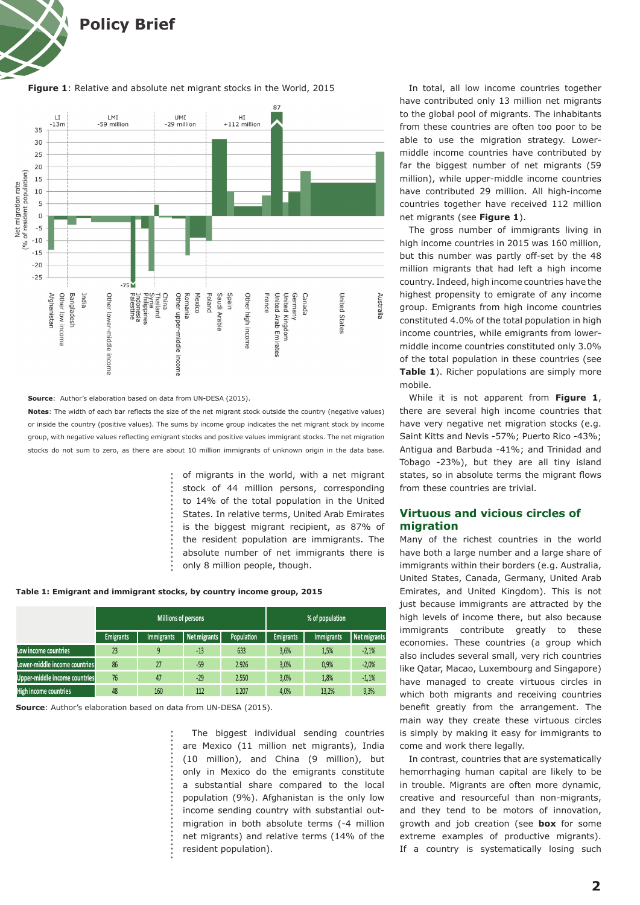**Figure 1**: Relative and absolute net migrant stocks in the World, 2015

**Source**: Author's elaboration based on data from UN-DESA (2015).

**Notes**: The width of each bar reflects the size of the net migrant stock outside the country (negative values) or inside the country (positive values). The sums by income group indicates the net migrant stock by income group, with negative values reflecting emigrant stocks and positive values immigrant stocks. The net migration stocks do not sum to zero, as there are about 10 million immigrants of unknown origin in the data base.

of migrants in the world, with a net migrant stock of 44 million persons, corresponding to 14% of the total population in the United States. In relative terms, United Arab Emirates is the biggest migrant recipient, as 87% of the resident population are immigrants. The absolute number of net immigrants there is only 8 million people, though.

**Table 1: Emigrant and immigrant stocks, by country income group, 2015**

| | Millions of persons | | | | % of population | | |
|---|---|---|---|---|---|---|---|
| | Emigrants | Immigrants | Net migrants | Population | Emigrants | Immigrants | Net migrants |
| Low income countries | 23 | 9 | -13 | 633 | 3,6% | 1,5% | -2,1% |
| Lower-middle income countries | 86 | 27 | -59 | 2.926 | 3,0% | 0,9% | -2,0% |
| Upper-middle income countries | 76 | 47 | -29 | 2.550 | 3,0% | 1,8% | -1,1% |
| High income countries | 48 | 160 | 112 | 1.207 | 4,0% | 13,2% | 9,3% |

**Source**: Author's elaboration based on data from UN-DESA (2015).

The biggest individual sending countries are Mexico (11 million net migrants), India (10 million), and China (9 million), but only in Mexico do the emigrants constitute a substantial share compared to the local population (9%). Afghanistan is the only low income sending country with substantial out-migration in both absolute terms (-4 million net migrants) and relative terms (14% of the resident population).

In total, all low income countries together have contributed only 13 million net migrants to the global pool of migrants. The inhabitants from these countries are often too poor to be able to use the migration strategy. Lower-middle income countries have contributed by far the biggest number of net migrants (59 million), while upper-middle income countries have contributed 29 million. All high-income countries together have received 112 million net migrants (see **Figure 1**).

The gross number of immigrants living in high income countries in 2015 was 160 million, but this number was partly off-set by the 48 million migrants that had left a high income country. Indeed, high income countries have the highest propensity to emigrate of any income group. Emigrants from high income countries constituted 4.0% of the total population in high income countries, while emigrants from lower-middle income countries constituted only 3.0% of the total population in these countries (see **Table 1**). Richer populations are simply more mobile.

While it is not apparent from **Figure 1**, there are several high income countries that have very negative net migration stocks (e.g. Saint Kitts and Nevis -57%; Puerto Rico -43%; Antigua and Barbuda -41%; and Trinidad and Tobago -23%), but they are all tiny island states, so in absolute terms the migrant flows from these countries are trivial.

## Virtuous and vicious circles of migration

Many of the richest countries in the world have both a large number and a large share of immigrants within their borders (e.g. Australia, United States, Canada, Germany, United Arab Emirates, and United Kingdom). This is not just because immigrants are attracted by the high levels of income there, but also because immigrants contribute greatly to these economies. These countries (a group which also includes several small, very rich countries like Qatar, Macao, Luxembourg and Singapore) have managed to create virtuous circles in which both migrants and receiving countries benefit greatly from the arrangement. The main way they create these virtuous circles is simply by making it easy for immigrants to come and work there legally.

In contrast, countries that are systematically hemorrhaging human capital are likely to be in trouble. Migrants are often more dynamic, creative and resourceful than non-migrants, and they tend to be motors of innovation, growth and job creation (see **box** for some extreme examples of productive migrants). If a country is systematically losing such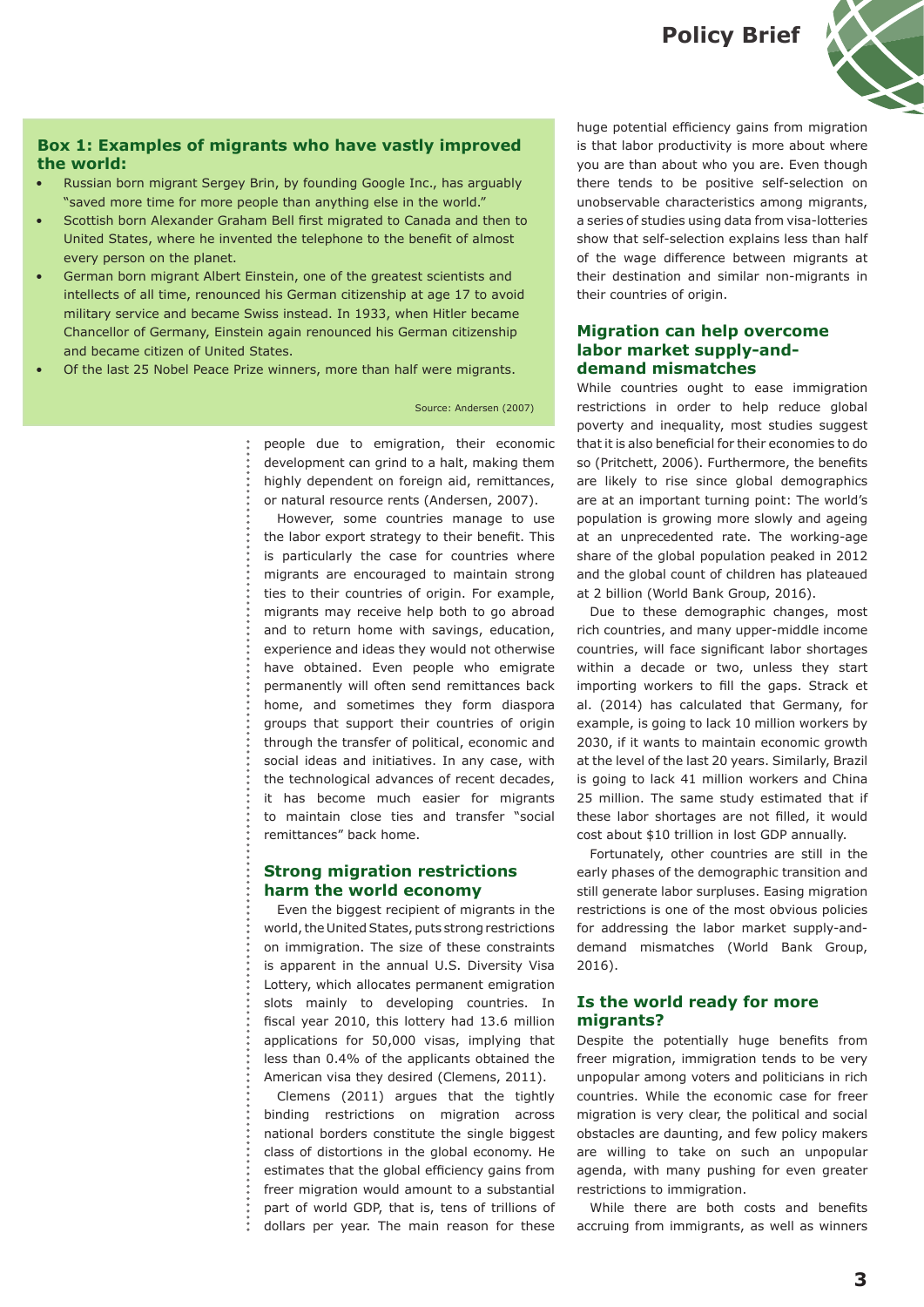### Box 1: Examples of migrants who have vastly improved the world:

- Russian born migrant Sergey Brin, by founding Google Inc., has arguably "saved more time for more people than anything else in the world."
- Scottish born Alexander Graham Bell first migrated to Canada and then to United States, where he invented the telephone to the benefit of almost every person on the planet.
- German born migrant Albert Einstein, one of the greatest scientists and intellects of all time, renounced his German citizenship at age 17 to avoid military service and became Swiss instead. In 1933, when Hitler became Chancellor of Germany, Einstein again renounced his German citizenship and became citizen of United States.
- Of the last 25 Nobel Peace Prize winners, more than half were migrants.

Source: Andersen (2007)

people due to emigration, their economic development can grind to a halt, making them highly dependent on foreign aid, remittances, or natural resource rents (Andersen, 2007).

However, some countries manage to use the labor export strategy to their benefit. This is particularly the case for countries where migrants are encouraged to maintain strong ties to their countries of origin. For example, migrants may receive help both to go abroad and to return home with savings, education, experience and ideas they would not otherwise have obtained. Even people who emigrate permanently will often send remittances back home, and sometimes they form diaspora groups that support their countries of origin through the transfer of political, economic and social ideas and initiatives. In any case, with the technological advances of recent decades, it has become much easier for migrants to maintain close ties and transfer "social remittances" back home.

## Strong migration restrictions harm the world economy

Even the biggest recipient of migrants in the world, the United States, puts strong restrictions on immigration. The size of these constraints is apparent in the annual U.S. Diversity Visa Lottery, which allocates permanent emigration slots mainly to developing countries. In fiscal year 2010, this lottery had 13.6 million applications for 50,000 visas, implying that less than 0.4% of the applicants obtained the American visa they desired (Clemens, 2011).

Clemens (2011) argues that the tightly binding restrictions on migration across national borders constitute the single biggest class of distortions in the global economy. He estimates that the global efficiency gains from freer migration would amount to a substantial part of world GDP, that is, tens of trillions of dollars per year. The main reason for these huge potential efficiency gains from migration is that labor productivity is more about where you are than about who you are. Even though there tends to be positive self-selection on unobservable characteristics among migrants, a series of studies using data from visa-lotteries show that self-selection explains less than half of the wage difference between migrants at their destination and similar non-migrants in their countries of origin.

## Migration can help overcome labor market supply-and-demand mismatches

While countries ought to ease immigration restrictions in order to help reduce global poverty and inequality, most studies suggest that it is also beneficial for their economies to do so (Pritchett, 2006). Furthermore, the benefits are likely to rise since global demographics are at an important turning point: The world's population is growing more slowly and ageing at an unprecedented rate. The working-age share of the global population peaked in 2012 and the global count of children has plateaued at 2 billion (World Bank Group, 2016).

Due to these demographic changes, most rich countries, and many upper-middle income countries, will face significant labor shortages within a decade or two, unless they start importing workers to fill the gaps. Strack et al. (2014) has calculated that Germany, for example, is going to lack 10 million workers by 2030, if it wants to maintain economic growth at the level of the last 20 years. Similarly, Brazil is going to lack 41 million workers and China 25 million. The same study estimated that if these labor shortages are not filled, it would cost about $10 trillion in lost GDP annually.

Fortunately, other countries are still in the early phases of the demographic transition and still generate labor surpluses. Easing migration restrictions is one of the most obvious policies for addressing the labor market supply-and-demand mismatches (World Bank Group, 2016).

## Is the world ready for more migrants?

Despite the potentially huge benefits from freer migration, immigration tends to be very unpopular among voters and politicians in rich countries. While the economic case for freer migration is very clear, the political and social obstacles are daunting, and few policy makers are willing to take on such an unpopular agenda, with many pushing for even greater restrictions to immigration.

While there are both costs and benefits accruing from immigrants, as well as winners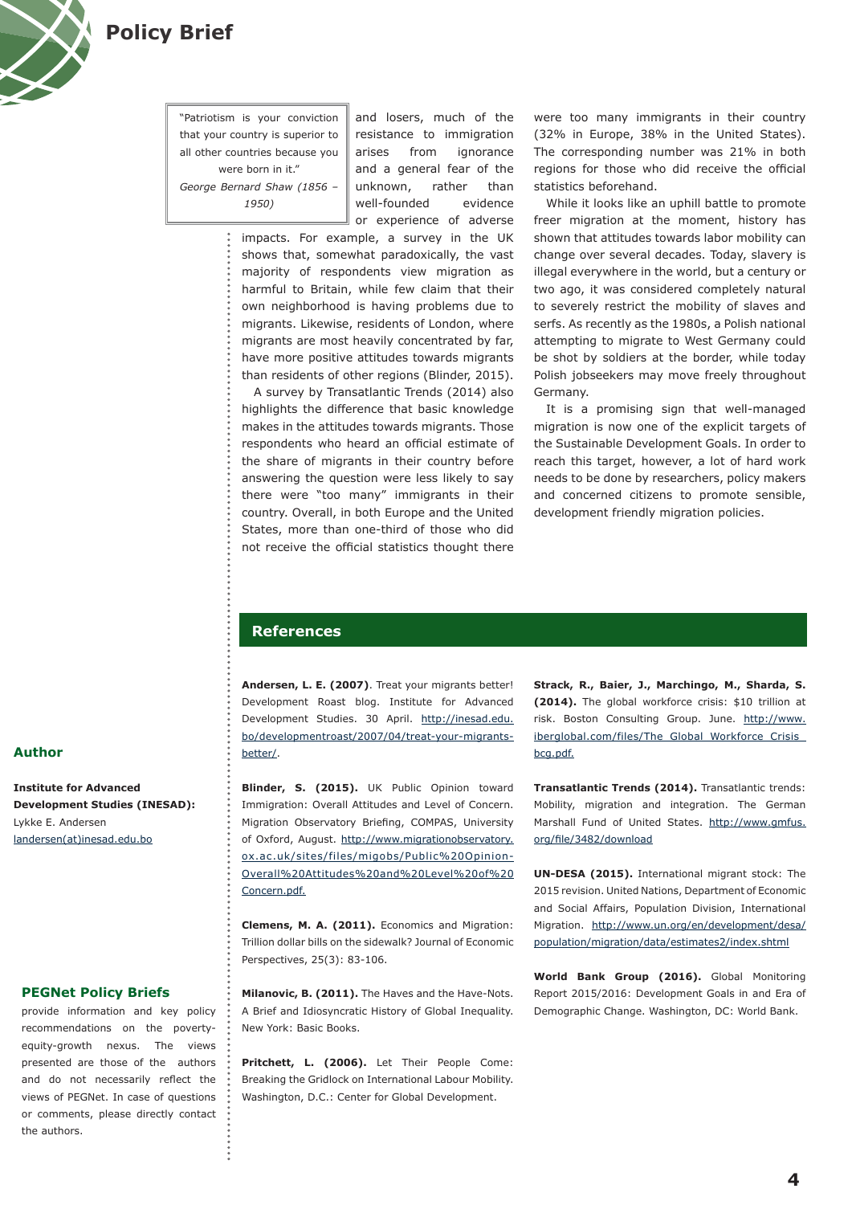> "Patriotism is your conviction that your country is superior to all other countries because you were born in it."
>
> *George Bernard Shaw (1856 – 1950)*

and losers, much of the resistance to immigration arises from ignorance and a general fear of the unknown, rather than well-founded evidence or experience of adverse impacts. For example, a survey in the UK shows that, somewhat paradoxically, the vast majority of respondents view migration as harmful to Britain, while few claim that their own neighborhood is having problems due to migrants. Likewise, residents of London, where migrants are most heavily concentrated by far, have more positive attitudes towards migrants than residents of other regions (Blinder, 2015).

A survey by Transatlantic Trends (2014) also highlights the difference that basic knowledge makes in the attitudes towards migrants. Those respondents who heard an official estimate of the share of migrants in their country before answering the question were less likely to say there were "too many" immigrants in their country. Overall, in both Europe and the United States, more than one-third of those who did not receive the official statistics thought there were too many immigrants in their country (32% in Europe, 38% in the United States). The corresponding number was 21% in both regions for those who did receive the official statistics beforehand.

While it looks like an uphill battle to promote freer migration at the moment, history has shown that attitudes towards labor mobility can change over several decades. Today, slavery is illegal everywhere in the world, but a century or two ago, it was considered completely natural to severely restrict the mobility of slaves and serfs. As recently as the 1980s, a Polish national attempting to migrate to West Germany could be shot by soldiers at the border, while today Polish jobseekers may move freely throughout Germany.

It is a promising sign that well-managed migration is now one of the explicit targets of the Sustainable Development Goals. In order to reach this target, however, a lot of hard work needs to be done by researchers, policy makers and concerned citizens to promote sensible, development friendly migration policies.

## References

**Andersen, L. E. (2007)**. Treat your migrants better! Development Roast blog. Institute for Advanced Development Studies. 30 April. http://inesad.edu.bo/developmentroast/2007/04/treat-your-migrants-better/.

**Blinder, S. (2015).** UK Public Opinion toward Immigration: Overall Attitudes and Level of Concern. Migration Observatory Briefing, COMPAS, University of Oxford, August. http://www.migrationobservatory.ox.ac.uk/sites/files/migobs/Public%20Opinion-Overall%20Attitudes%20and%20Level%20of%20Concern.pdf.

**Clemens, M. A. (2011).** Economics and Migration: Trillion dollar bills on the sidewalk? Journal of Economic Perspectives, 25(3): 83-106.

**Milanovic, B. (2011).** The Haves and the Have-Nots. A Brief and Idiosyncratic History of Global Inequality. New York: Basic Books.

**Pritchett, L. (2006).** Let Their People Come: Breaking the Gridlock on International Labour Mobility. Washington, D.C.: Center for Global Development.

**Strack, R., Baier, J., Marchingo, M., Sharda, S. (2014).** The global workforce crisis: $10 trillion at risk. Boston Consulting Group. June. http://www.iberglobal.com/files/The_Global_Workforce_Crisis_bcg.pdf.

**Transatlantic Trends (2014).** Transatlantic trends: Mobility, migration and integration. The German Marshall Fund of United States. http://www.gmfus.org/file/3482/download

**UN-DESA (2015).** International migrant stock: The 2015 revision. United Nations, Department of Economic and Social Affairs, Population Division, International Migration. http://www.un.org/en/development/desa/population/migration/data/estimates2/index.shtml

**World Bank Group (2016).** Global Monitoring Report 2015/2016: Development Goals in and Era of Demographic Change. Washington, DC: World Bank.

### Author

**Institute for Advanced Development Studies (INESAD):**
Lykke E. Andersen
landersen(at)inesad.edu.bo

### PEGNet Policy Briefs

provide information and key policy recommendations on the poverty-equity-growth nexus. The views presented are those of the authors and do not necessarily reflect the views of PEGNet. In case of questions or comments, please directly contact the authors.